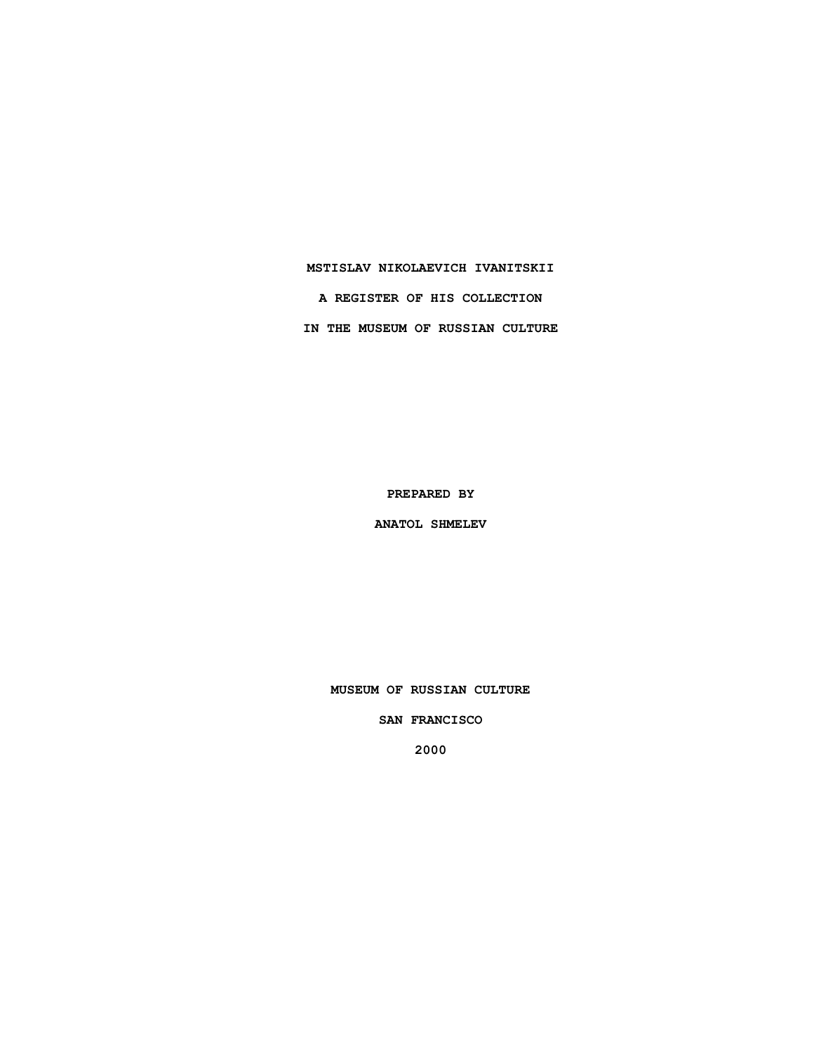# MSTISLAV NIKOLAEVICH IVANITSKII

# A REGISTER OF HIS COLLECTION

# IN THE MUSEUM OF RUSSIAN CULTURE

**PREPARED BY**

**ANATOL SHMELEV**

**MUSEUM OF RUSSIAN CULTURE**

**SAN FRANCISCO**

**2000**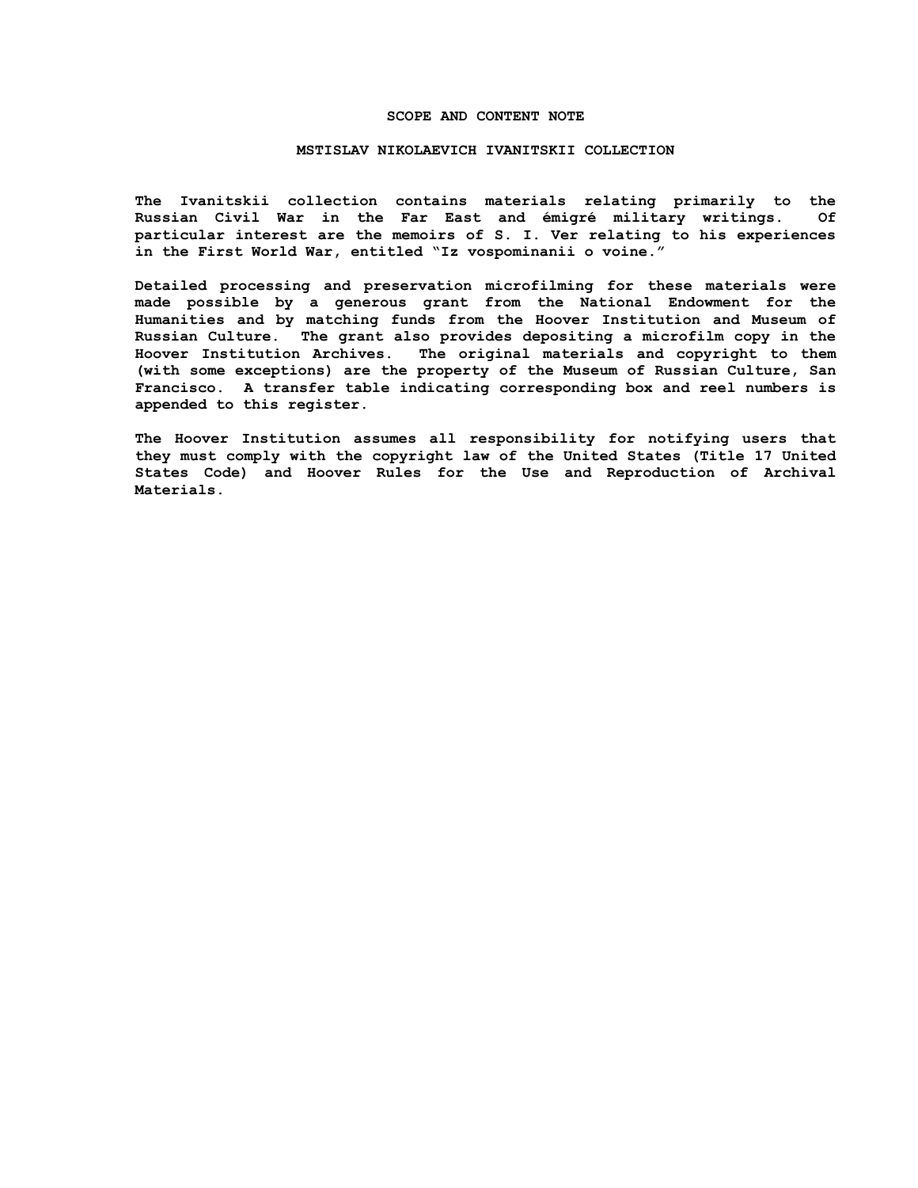## SCOPE AND CONTENT NOTE

### MSTISLAV NIKOLAEVICH IVANITSKII COLLECTION

The Ivanitskii collection contains materials relating primarily to the Russian Civil War in the Far East and émigré military writings. Of particular interest are the memoirs of S. I. Ver relating to his experiences in the First World War, entitled "Iz vospominanii o voine."

Detailed processing and preservation microfilming for these materials were made possible by a generous grant from the National Endowment for the Humanities and by matching funds from the Hoover Institution and Museum of Russian Culture. The grant also provides depositing a microfilm copy in the Hoover Institution Archives. The original materials and copyright to them (with some exceptions) are the property of the Museum of Russian Culture, San Francisco. A transfer table indicating corresponding box and reel numbers is appended to this register.

The Hoover Institution assumes all responsibility for notifying users that they must comply with the copyright law of the United States (Title 17 United States Code) and Hoover Rules for the Use and Reproduction of Archival Materials.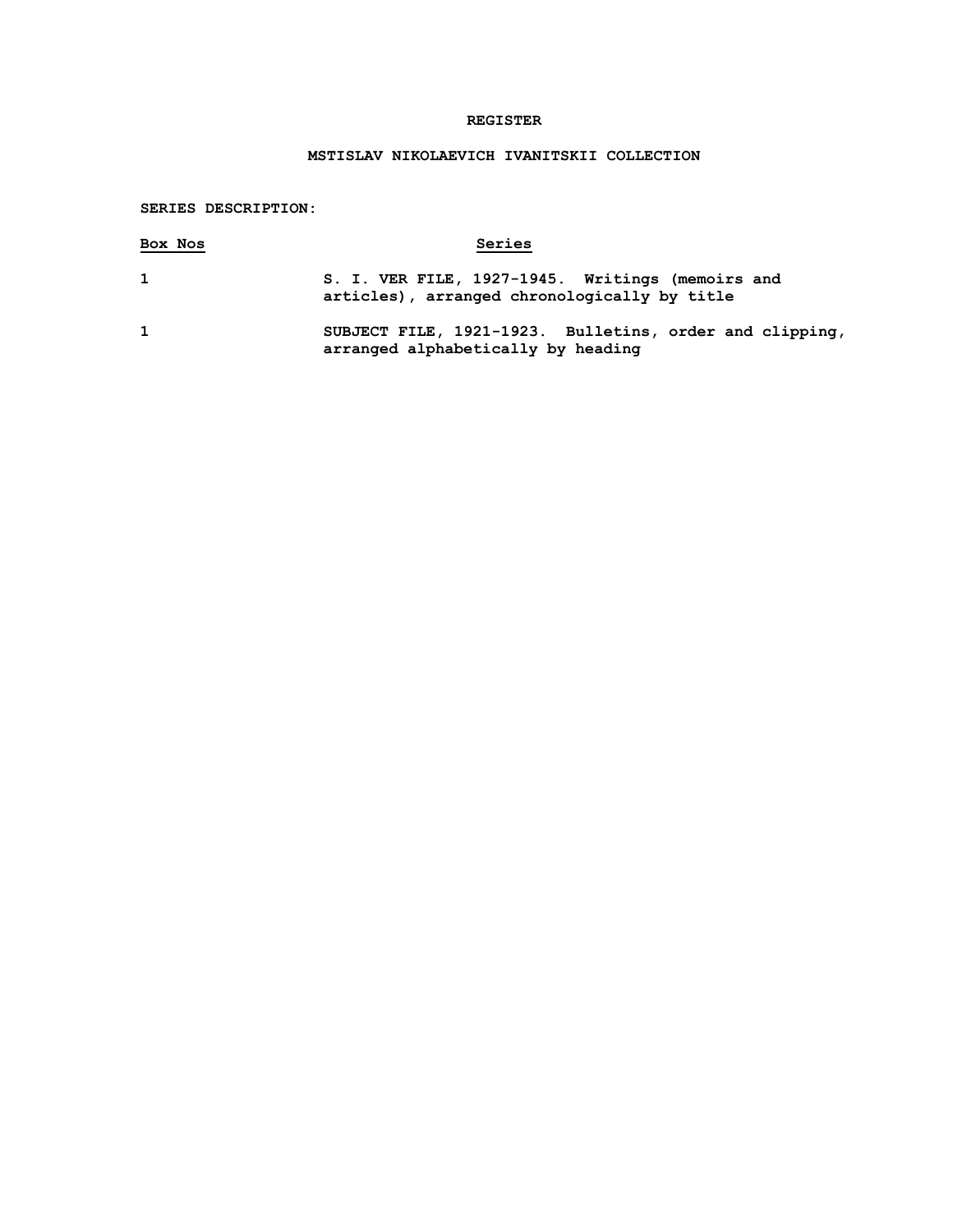**REGISTER**

**MSTISLAV NIKOLAEVICH IVANITSKII COLLECTION**

**SERIES DESCRIPTION:**

| Box Nos | Series |
| --- | --- |
| 1 | S. I. VER FILE, 1927-1945. Writings (memoirs and articles), arranged chronologically by title |
| 1 | SUBJECT FILE, 1921-1923. Bulletins, order and clipping, arranged alphabetically by heading |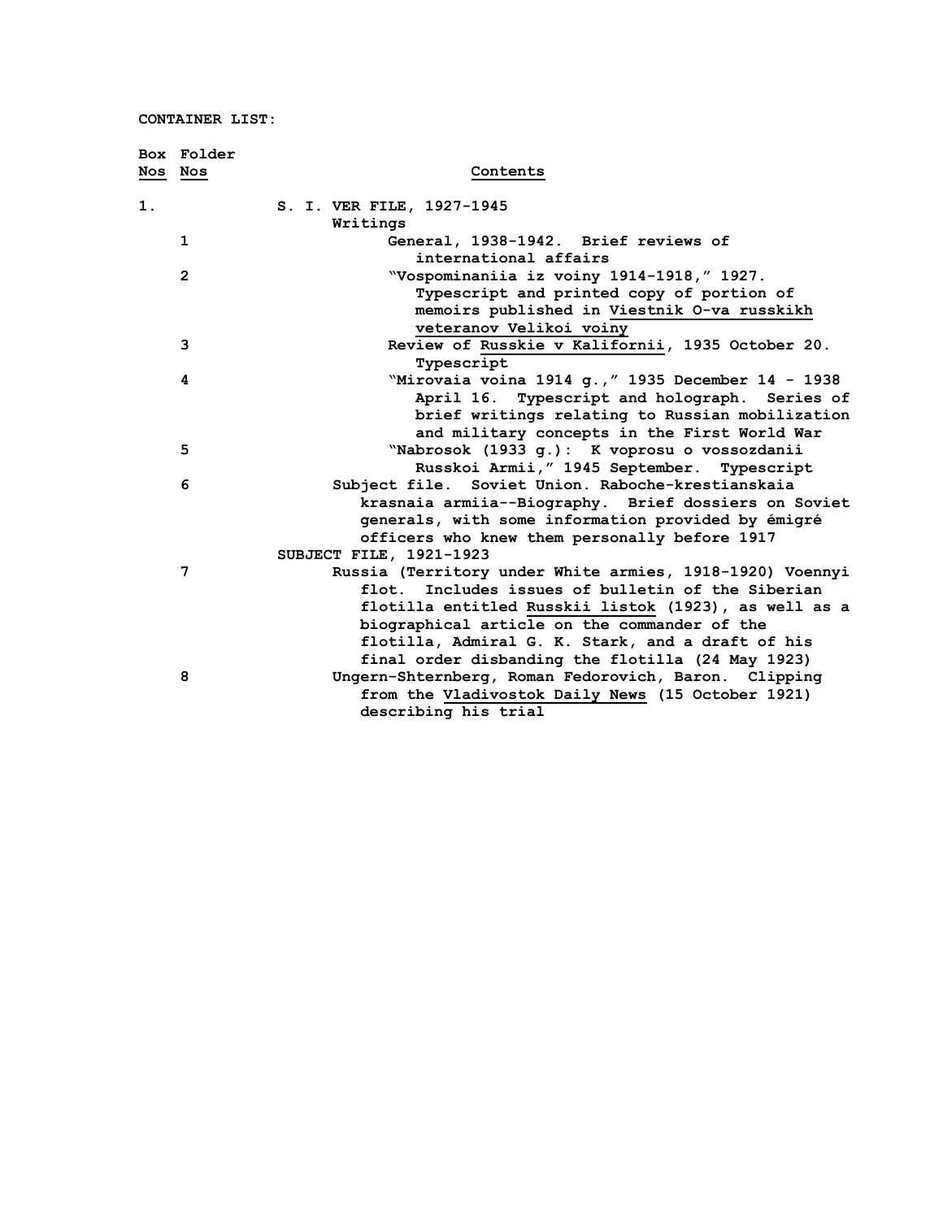**CONTAINER LIST:**

| Box Nos | Folder Nos | Contents |
|---|---|---|
| 1. | | S. I. VER FILE, 1927-1945 |
| | | Writings |
| | 1 | General, 1938-1942. Brief reviews of international affairs |
| | 2 | "Vospominaniia iz voiny 1914-1918," 1927. Typescript and printed copy of portion of memoirs published in Viestnik O-va russkikh veteranov Velikoi voiny |
| | 3 | Review of Russkie v Kalifornii, 1935 October 20. Typescript |
| | 4 | "Mirovaia voina 1914 g.," 1935 December 14 - 1938 April 16. Typescript and holograph. Series of brief writings relating to Russian mobilization and military concepts in the First World War |
| | 5 | "Nabrosok (1933 g.): K voprosu o vossozdanii Russkoi Armii," 1945 September. Typescript |
| | 6 | Subject file. Soviet Union. Raboche-krestianskaia krasnaia armiia--Biography. Brief dossiers on Soviet generals, with some information provided by émigré officers who knew them personally before 1917 |
| | | SUBJECT FILE, 1921-1923 |
| | 7 | Russia (Territory under White armies, 1918-1920) Voennyi flot. Includes issues of bulletin of the Siberian flotilla entitled Russkii listok (1923), as well as a biographical article on the commander of the flotilla, Admiral G. K. Stark, and a draft of his final order disbanding the flotilla (24 May 1923) |
| | 8 | Ungern-Shternberg, Roman Fedorovich, Baron. Clipping from the Vladivostok Daily News (15 October 1921) describing his trial |